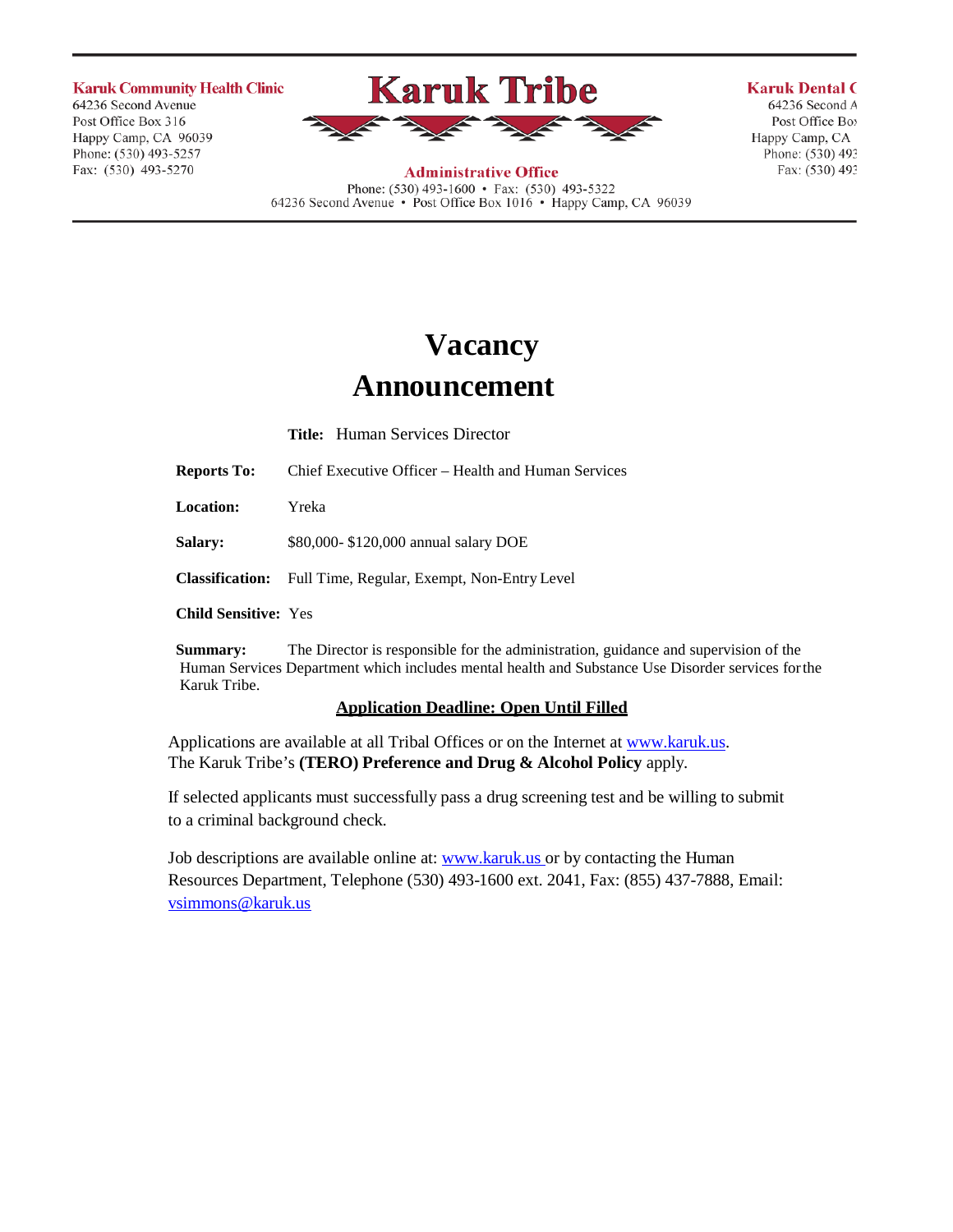**Karuk Community Health Clinic**
64236 Second Avenue
Post Office Box 316
Happy Camp, CA 96039
Phone: (530) 493-5257
Fax: (530) 493-5270

# Karuk Tribe

**Administrative Office**
Phone: (530) 493-1600 • Fax: (530) 493-5322
64236 Second Avenue • Post Office Box 1016 • Happy Camp, CA 96039

**Karuk Dental C**
64236 Second A
Post Office Box
Happy Camp, CA
Phone: (530) 493
Fax: (530) 493

# Vacancy Announcement

**Title:** Human Services Director

**Reports To:** Chief Executive Officer – Health and Human Services

**Location:** Yreka

**Salary:** $80,000- $120,000 annual salary DOE

**Classification:** Full Time, Regular, Exempt, Non-Entry Level

**Child Sensitive:** Yes

**Summary:** The Director is responsible for the administration, guidance and supervision of the Human Services Department which includes mental health and Substance Use Disorder services for the Karuk Tribe.

**Application Deadline: Open Until Filled**

Applications are available at all Tribal Offices or on the Internet at www.karuk.us.
The Karuk Tribe's **(TERO) Preference and Drug & Alcohol Policy** apply.

If selected applicants must successfully pass a drug screening test and be willing to submit to a criminal background check.

Job descriptions are available online at: www.karuk.us or by contacting the Human Resources Department, Telephone (530) 493-1600 ext. 2041, Fax: (855) 437-7888, Email: vsimmons@karuk.us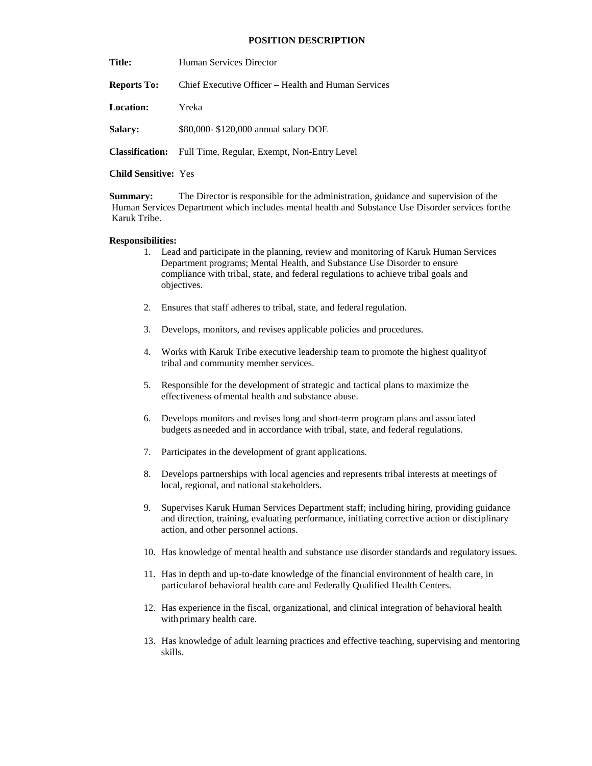# POSITION DESCRIPTION

**Title:** Human Services Director

**Reports To:** Chief Executive Officer – Health and Human Services

**Location:** Yreka

**Salary:** $80,000- $120,000 annual salary DOE

**Classification:** Full Time, Regular, Exempt, Non-Entry Level

**Child Sensitive:** Yes

**Summary:** The Director is responsible for the administration, guidance and supervision of the Human Services Department which includes mental health and Substance Use Disorder services for the Karuk Tribe.

**Responsibilities:**

1. Lead and participate in the planning, review and monitoring of Karuk Human Services Department programs; Mental Health, and Substance Use Disorder to ensure compliance with tribal, state, and federal regulations to achieve tribal goals and objectives.

2. Ensures that staff adheres to tribal, state, and federal regulation.

3. Develops, monitors, and revises applicable policies and procedures.

4. Works with Karuk Tribe executive leadership team to promote the highest quality of tribal and community member services.

5. Responsible for the development of strategic and tactical plans to maximize the effectiveness of mental health and substance abuse.

6. Develops monitors and revises long and short-term program plans and associated budgets as needed and in accordance with tribal, state, and federal regulations.

7. Participates in the development of grant applications.

8. Develops partnerships with local agencies and represents tribal interests at meetings of local, regional, and national stakeholders.

9. Supervises Karuk Human Services Department staff; including hiring, providing guidance and direction, training, evaluating performance, initiating corrective action or disciplinary action, and other personnel actions.

10. Has knowledge of mental health and substance use disorder standards and regulatory issues.

11. Has in depth and up-to-date knowledge of the financial environment of health care, in particular of behavioral health care and Federally Qualified Health Centers.

12. Has experience in the fiscal, organizational, and clinical integration of behavioral health with primary health care.

13. Has knowledge of adult learning practices and effective teaching, supervising and mentoring skills.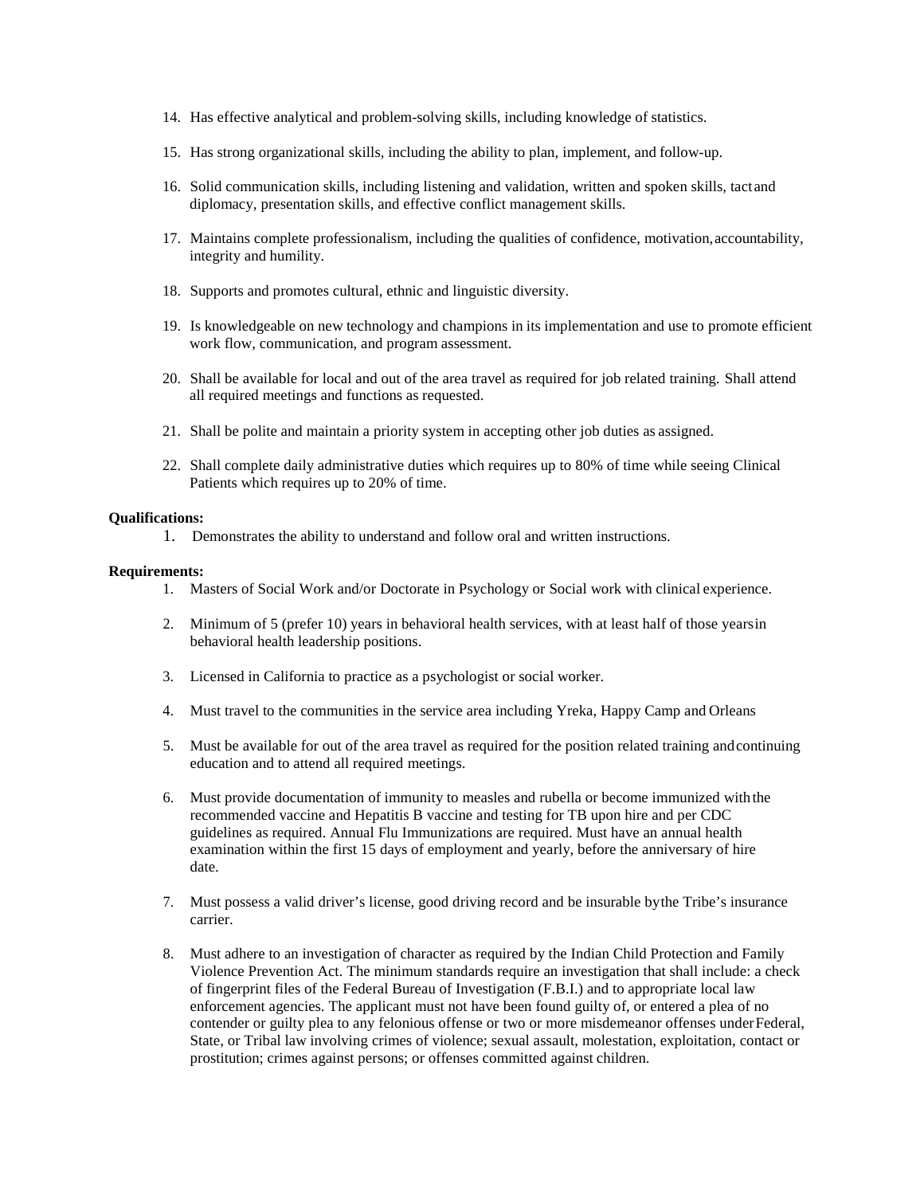14. Has effective analytical and problem-solving skills, including knowledge of statistics.

15. Has strong organizational skills, including the ability to plan, implement, and follow-up.

16. Solid communication skills, including listening and validation, written and spoken skills, tact and diplomacy, presentation skills, and effective conflict management skills.

17. Maintains complete professionalism, including the qualities of confidence, motivation, accountability, integrity and humility.

18. Supports and promotes cultural, ethnic and linguistic diversity.

19. Is knowledgeable on new technology and champions in its implementation and use to promote efficient work flow, communication, and program assessment.

20. Shall be available for local and out of the area travel as required for job related training. Shall attend all required meetings and functions as requested.

21. Shall be polite and maintain a priority system in accepting other job duties as assigned.

22. Shall complete daily administrative duties which requires up to 80% of time while seeing Clinical Patients which requires up to 20% of time.

**Qualifications:**

1. Demonstrates the ability to understand and follow oral and written instructions.

**Requirements:**

1. Masters of Social Work and/or Doctorate in Psychology or Social work with clinical experience.

2. Minimum of 5 (prefer 10) years in behavioral health services, with at least half of those years in behavioral health leadership positions.

3. Licensed in California to practice as a psychologist or social worker.

4. Must travel to the communities in the service area including Yreka, Happy Camp and Orleans

5. Must be available for out of the area travel as required for the position related training and continuing education and to attend all required meetings.

6. Must provide documentation of immunity to measles and rubella or become immunized with the recommended vaccine and Hepatitis B vaccine and testing for TB upon hire and per CDC guidelines as required. Annual Flu Immunizations are required. Must have an annual health examination within the first 15 days of employment and yearly, before the anniversary of hire date.

7. Must possess a valid driver's license, good driving record and be insurable by the Tribe's insurance carrier.

8. Must adhere to an investigation of character as required by the Indian Child Protection and Family Violence Prevention Act. The minimum standards require an investigation that shall include: a check of fingerprint files of the Federal Bureau of Investigation (F.B.I.) and to appropriate local law enforcement agencies. The applicant must not have been found guilty of, or entered a plea of no contender or guilty plea to any felonious offense or two or more misdemeanor offenses under Federal, State, or Tribal law involving crimes of violence; sexual assault, molestation, exploitation, contact or prostitution; crimes against persons; or offenses committed against children.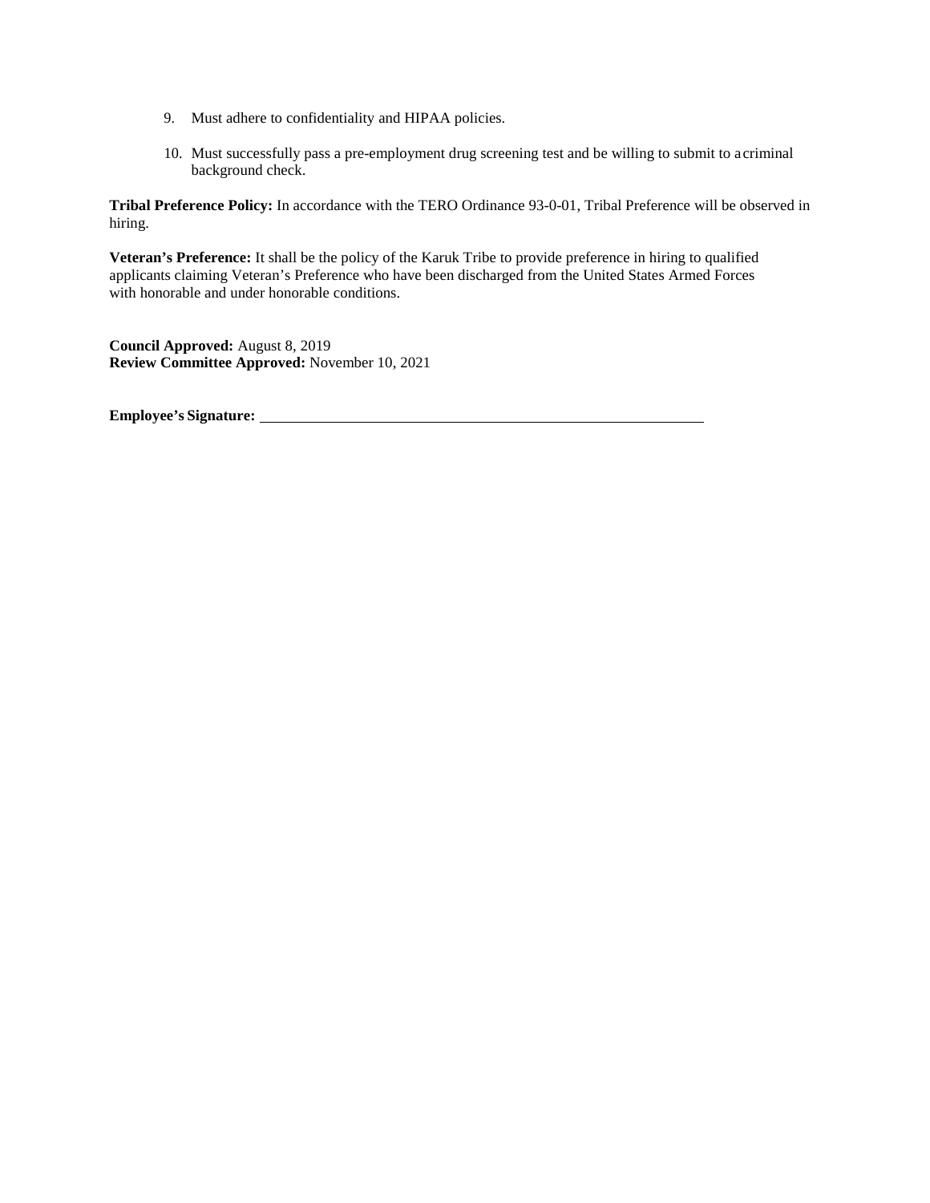9. Must adhere to confidentiality and HIPAA policies.

10. Must successfully pass a pre-employment drug screening test and be willing to submit to a criminal background check.

**Tribal Preference Policy:** In accordance with the TERO Ordinance 93-0-01, Tribal Preference will be observed in hiring.

**Veteran's Preference:** It shall be the policy of the Karuk Tribe to provide preference in hiring to qualified applicants claiming Veteran's Preference who have been discharged from the United States Armed Forces with honorable and under honorable conditions.

**Council Approved:** August 8, 2019
**Review Committee Approved:** November 10, 2021

**Employee's Signature:** ______________________________________________